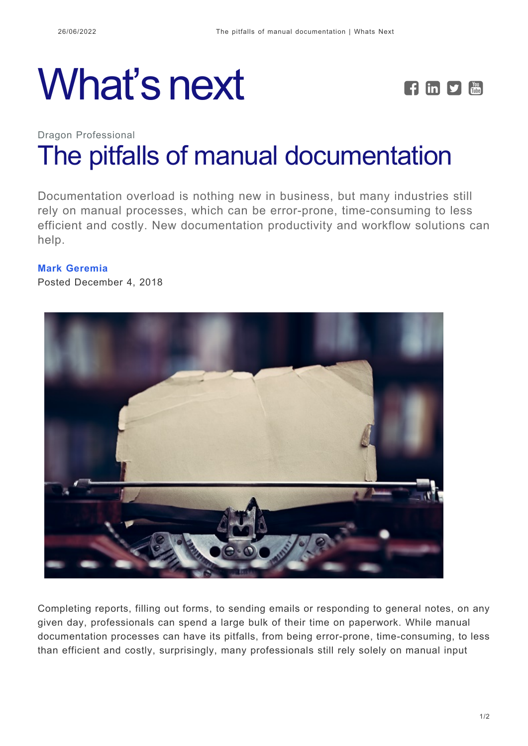# What's next

Dragon Professional

## The pitfalls of manual documentation

Documentation overload is nothing new in business, but many industries still rely on manual processes, which can be error-prone, time-consuming to less efficient and costly. New documentation productivity and workflow solutions can help.

**Mark Geremia**

Posted December 4, 2018

Completing reports, filling out forms, to sending emails or responding to general notes, on any given day, professionals can spend a large bulk of their time on paperwork. While manual documentation processes can have its pitfalls, from being error-prone, time-consuming, to less than efficient and costly, surprisingly, many professionals still rely solely on manual input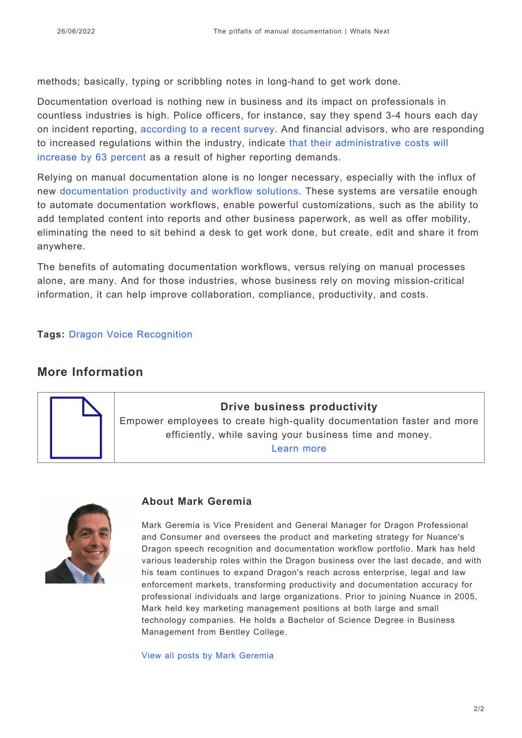methods; basically, typing or scribbling notes in long-hand to get work done.

Documentation overload is nothing new in business and its impact on professionals in countless industries is high. Police officers, for instance, say they spend 3-4 hours each day on incident reporting, according to a recent survey. And financial advisors, who are responding to increased regulations within the industry, indicate that their administrative costs will increase by 63 percent as a result of higher reporting demands.

Relying on manual documentation alone is no longer necessary, especially with the influx of new documentation productivity and workflow solutions. These systems are versatile enough to automate documentation workflows, enable powerful customizations, such as the ability to add templated content into reports and other business paperwork, as well as offer mobility, eliminating the need to sit behind a desk to get work done, but create, edit and share it from anywhere.

The benefits of automating documentation workflows, versus relying on manual processes alone, are many. And for those industries, whose business rely on moving mission-critical information, it can help improve collaboration, compliance, productivity, and costs.

**Tags:** Dragon Voice Recognition

## More Information

**Drive business productivity**

Empower employees to create high-quality documentation faster and more efficiently, while saving your business time and money.

Learn more

### About Mark Geremia

Mark Geremia is Vice President and General Manager for Dragon Professional and Consumer and oversees the product and marketing strategy for Nuance's Dragon speech recognition and documentation workflow portfolio. Mark has held various leadership roles within the Dragon business over the last decade, and with his team continues to expand Dragon's reach across enterprise, legal and law enforcement markets, transforming productivity and documentation accuracy for professional individuals and large organizations. Prior to joining Nuance in 2005, Mark held key marketing management positions at both large and small technology companies. He holds a Bachelor of Science Degree in Business Management from Bentley College.

View all posts by Mark Geremia